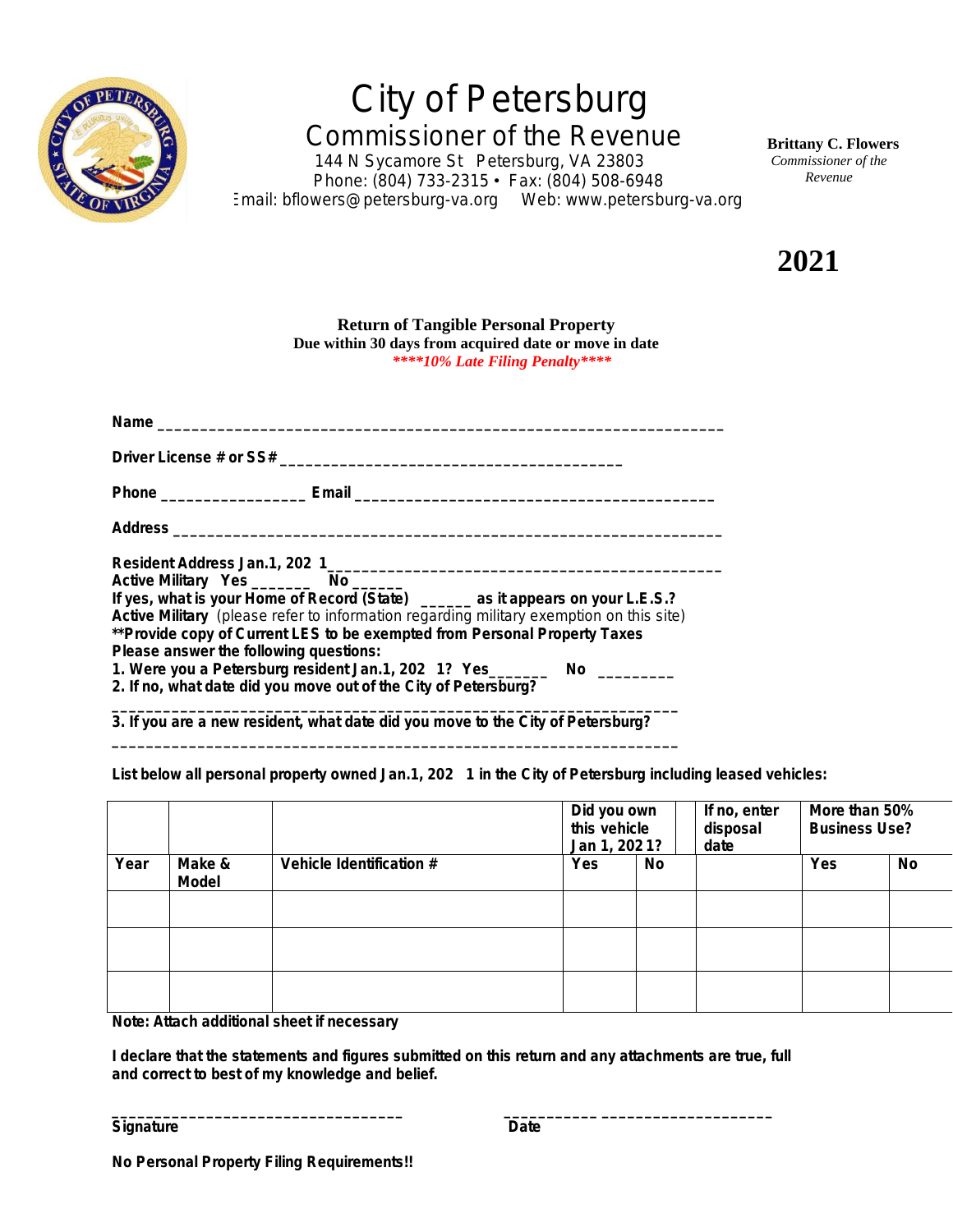# City of Petersburg

## Commissioner of the Revenue

144 N Sycamore St Petersburg, VA 23803
Phone: (804) 733-2315 • Fax: (804) 508-6948
Email: bflowers@petersburg-va.org Web: www.petersburg-va.org

**Brittany C. Flowers**
*Commissioner of the Revenue*

# 2021

**Return of Tangible Personal Property**
**Due within 30 days from acquired date or move in date**
***\*\*\*\*10% Late Filing Penalty\*\*\*\****

**Name** ___________________________________________________________________

**Driver License # or SS#** ________________________________________

**Phone** _________________ **Email** __________________________________________

**Address** ______________________________________________________________

**Resident Address Jan.1, 2021**_____________________________________________
**Active Military Yes** _______ **No** ______
**If yes, what is your Home of Record (State)** ______ **as it appears on your L.E.S.?**
**Active Military** (please refer to information regarding military exemption on this site)
**\*\*Provide copy of Current LES to be exempted from Personal Property Taxes**
**Please answer the following questions:**
**1. Were you a Petersburg resident Jan.1, 2021? Yes**_______ **No** _________
**2. If no, what date did you move out of the City of Petersburg?**
_________________________________________________________________
**3. If you are a new resident, what date did you move to the City of Petersburg?**
_________________________________________________________________

**List below all personal property owned Jan.1, 2021 in the City of Petersburg including leased vehicles:**

| | | | Did you own this vehicle Jan 1, 2021? | | If no, enter disposal date | More than 50% Business Use? | |
|---|---|---|---|---|---|---|---|
| **Year** | **Make & Model** | **Vehicle Identification #** | **Yes** | **No** | | **Yes** | **No** |
| | | | | | | | |
| | | | | | | | |
| | | | | | | | |

**Note: Attach additional sheet if necessary**

**I declare that the statements and figures submitted on this return and any attachments are true, full and correct to best of my knowledge and belief.**

___________________________________ ___________ ___________________
**Signature** **Date**

**No Personal Property Filing Requirements!!**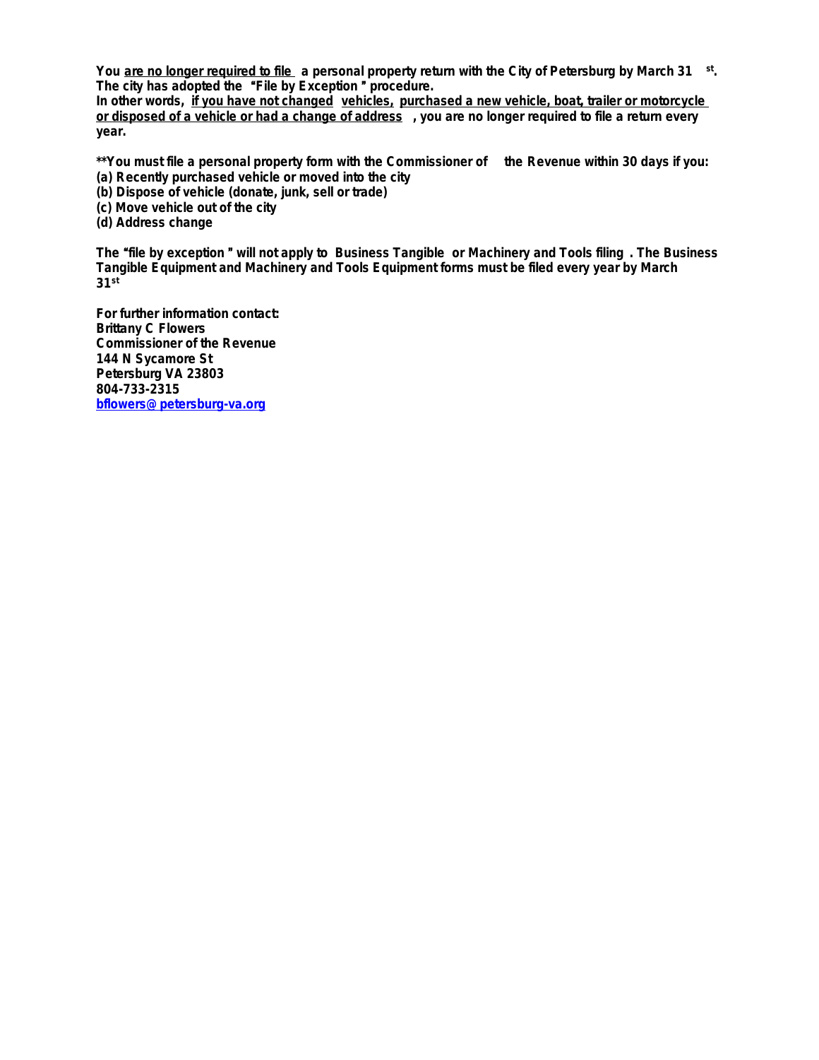**You <u>are no longer required to file</u> a personal property return with the City of Petersburg by March 31st. The city has adopted the "File by Exception" procedure.**
**In other words, <u>if you have not changed</u> <u>vehicles,</u> <u>purchased a new vehicle, boat, trailer or motorcycle or disposed of a vehicle or had a change of address</u>, you are no longer required to file a return every year.**

**\*\*You must file a personal property form with the Commissioner of the Revenue within 30 days if you:**
**(a) Recently purchased vehicle or moved into the city**
**(b) Dispose of vehicle (donate, junk, sell or trade)**
**(c) Move vehicle out of the city**
**(d) Address change**

**The "file by exception" will not apply to Business Tangible or Machinery and Tools filing. The Business Tangible Equipment and Machinery and Tools Equipment forms must be filed every year by March 31st**

**For further information contact:**
**Brittany C Flowers**
**Commissioner of the Revenue**
**144 N Sycamore St**
**Petersburg VA 23803**
**804-733-2315**
**bflowers@petersburg-va.org**